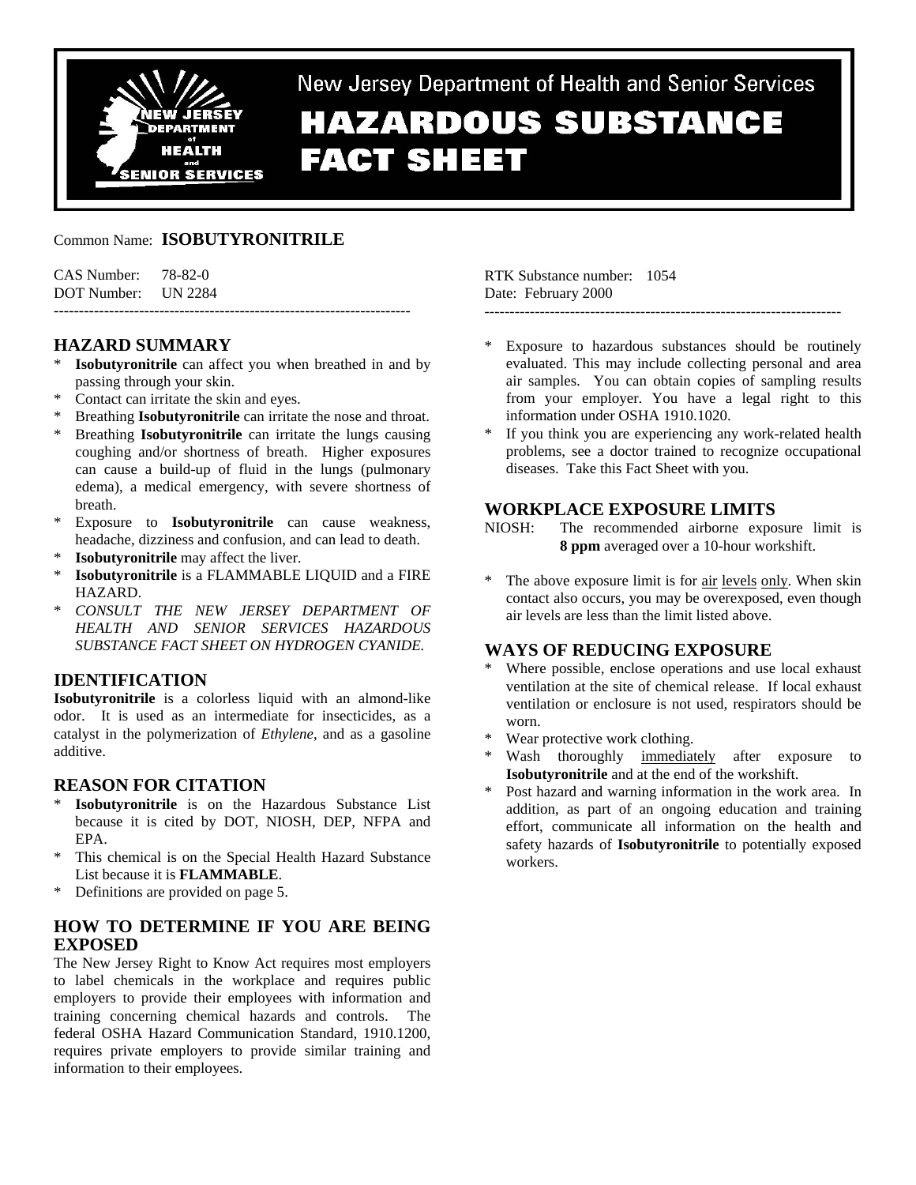New Jersey Department of Health and Senior Services

# HAZARDOUS SUBSTANCE FACT SHEET

Common Name: **ISOBUTYRONITRILE**

CAS Number: 78-82-0
DOT Number: UN 2284

RTK Substance number: 1054
Date: February 2000

---

## HAZARD SUMMARY

* **Isobutyronitrile** can affect you when breathed in and by passing through your skin.
* Contact can irritate the skin and eyes.
* Breathing **Isobutyronitrile** can irritate the nose and throat.
* Breathing **Isobutyronitrile** can irritate the lungs causing coughing and/or shortness of breath. Higher exposures can cause a build-up of fluid in the lungs (pulmonary edema), a medical emergency, with severe shortness of breath.
* Exposure to **Isobutyronitrile** can cause weakness, headache, dizziness and confusion, and can lead to death.
* **Isobutyronitrile** may affect the liver.
* **Isobutyronitrile** is a FLAMMABLE LIQUID and a FIRE HAZARD.
* *CONSULT THE NEW JERSEY DEPARTMENT OF HEALTH AND SENIOR SERVICES HAZARDOUS SUBSTANCE FACT SHEET ON HYDROGEN CYANIDE.*

## IDENTIFICATION

**Isobutyronitrile** is a colorless liquid with an almond-like odor. It is used as an intermediate for insecticides, as a catalyst in the polymerization of *Ethylene*, and as a gasoline additive.

## REASON FOR CITATION

* **Isobutyronitrile** is on the Hazardous Substance List because it is cited by DOT, NIOSH, DEP, NFPA and EPA.
* This chemical is on the Special Health Hazard Substance List because it is **FLAMMABLE**.
* Definitions are provided on page 5.

## HOW TO DETERMINE IF YOU ARE BEING EXPOSED

The New Jersey Right to Know Act requires most employers to label chemicals in the workplace and requires public employers to provide their employees with information and training concerning chemical hazards and controls. The federal OSHA Hazard Communication Standard, 1910.1200, requires private employers to provide similar training and information to their employees.

* Exposure to hazardous substances should be routinely evaluated. This may include collecting personal and area air samples. You can obtain copies of sampling results from your employer. You have a legal right to this information under OSHA 1910.1020.
* If you think you are experiencing any work-related health problems, see a doctor trained to recognize occupational diseases. Take this Fact Sheet with you.

## WORKPLACE EXPOSURE LIMITS

NIOSH: The recommended airborne exposure limit is **8 ppm** averaged over a 10-hour workshift.

* The above exposure limit is for air levels only. When skin contact also occurs, you may be overexposed, even though air levels are less than the limit listed above.

## WAYS OF REDUCING EXPOSURE

* Where possible, enclose operations and use local exhaust ventilation at the site of chemical release. If local exhaust ventilation or enclosure is not used, respirators should be worn.
* Wear protective work clothing.
* Wash thoroughly immediately after exposure to **Isobutyronitrile** and at the end of the workshift.
* Post hazard and warning information in the work area. In addition, as part of an ongoing education and training effort, communicate all information on the health and safety hazards of **Isobutyronitrile** to potentially exposed workers.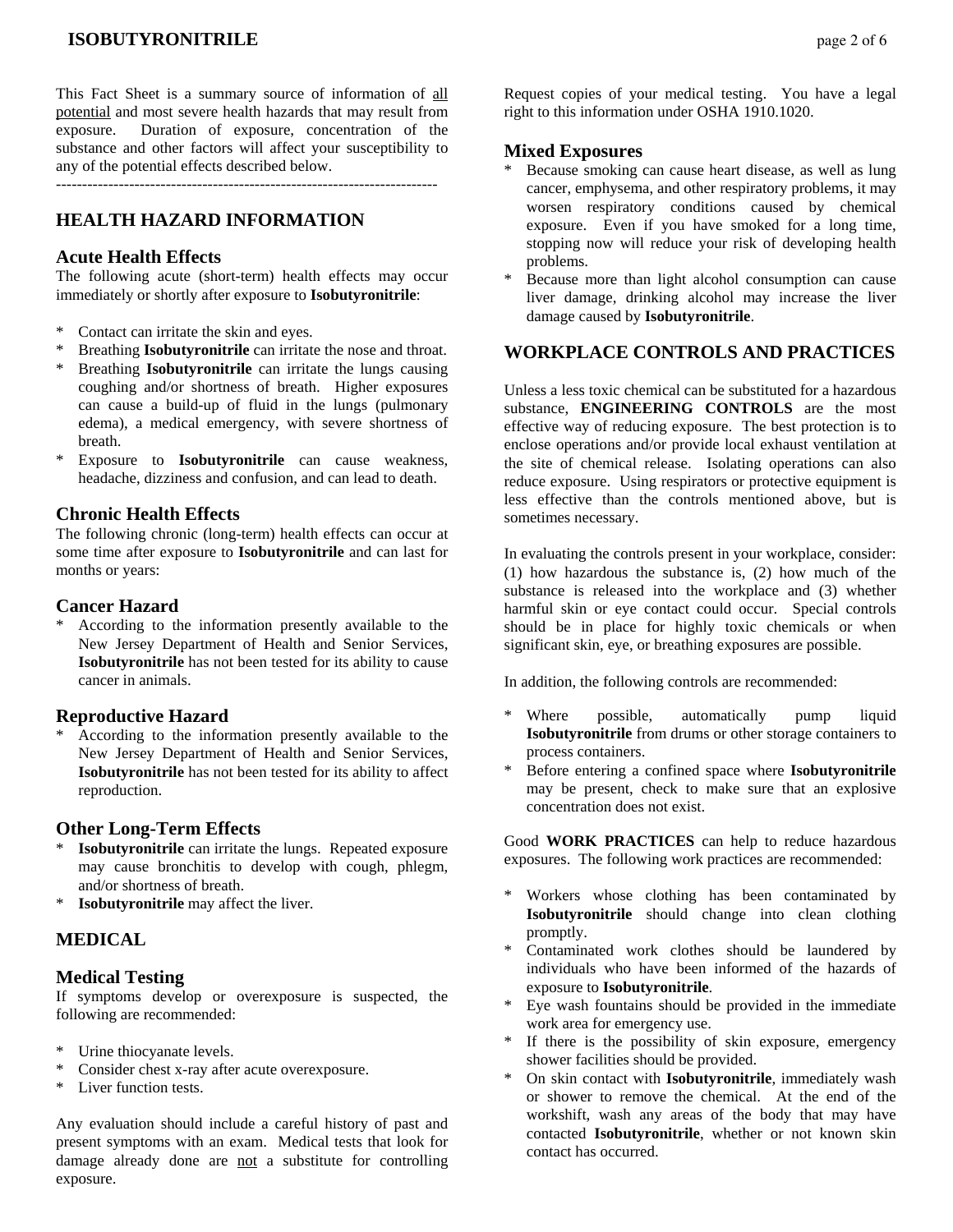This Fact Sheet is a summary source of information of all potential and most severe health hazards that may result from exposure. Duration of exposure, concentration of the substance and other factors will affect your susceptibility to any of the potential effects described below.

---------------------------------------------------------------------------

## HEALTH HAZARD INFORMATION

### Acute Health Effects

The following acute (short-term) health effects may occur immediately or shortly after exposure to **Isobutyronitrile**:

* Contact can irritate the skin and eyes.
* Breathing **Isobutyronitrile** can irritate the nose and throat.
* Breathing **Isobutyronitrile** can irritate the lungs causing coughing and/or shortness of breath. Higher exposures can cause a build-up of fluid in the lungs (pulmonary edema), a medical emergency, with severe shortness of breath.
* Exposure to **Isobutyronitrile** can cause weakness, headache, dizziness and confusion, and can lead to death.

### Chronic Health Effects

The following chronic (long-term) health effects can occur at some time after exposure to **Isobutyronitrile** and can last for months or years:

### Cancer Hazard

* According to the information presently available to the New Jersey Department of Health and Senior Services, **Isobutyronitrile** has not been tested for its ability to cause cancer in animals.

### Reproductive Hazard

* According to the information presently available to the New Jersey Department of Health and Senior Services, **Isobutyronitrile** has not been tested for its ability to affect reproduction.

### Other Long-Term Effects

* **Isobutyronitrile** can irritate the lungs. Repeated exposure may cause bronchitis to develop with cough, phlegm, and/or shortness of breath.
* **Isobutyronitrile** may affect the liver.

## MEDICAL

### Medical Testing

If symptoms develop or overexposure is suspected, the following are recommended:

* Urine thiocyanate levels.
* Consider chest x-ray after acute overexposure.
* Liver function tests.

Any evaluation should include a careful history of past and present symptoms with an exam. Medical tests that look for damage already done are not a substitute for controlling exposure.

Request copies of your medical testing. You have a legal right to this information under OSHA 1910.1020.

### Mixed Exposures

* Because smoking can cause heart disease, as well as lung cancer, emphysema, and other respiratory problems, it may worsen respiratory conditions caused by chemical exposure. Even if you have smoked for a long time, stopping now will reduce your risk of developing health problems.
* Because more than light alcohol consumption can cause liver damage, drinking alcohol may increase the liver damage caused by **Isobutyronitrile**.

## WORKPLACE CONTROLS AND PRACTICES

Unless a less toxic chemical can be substituted for a hazardous substance, **ENGINEERING CONTROLS** are the most effective way of reducing exposure. The best protection is to enclose operations and/or provide local exhaust ventilation at the site of chemical release. Isolating operations can also reduce exposure. Using respirators or protective equipment is less effective than the controls mentioned above, but is sometimes necessary.

In evaluating the controls present in your workplace, consider: (1) how hazardous the substance is, (2) how much of the substance is released into the workplace and (3) whether harmful skin or eye contact could occur. Special controls should be in place for highly toxic chemicals or when significant skin, eye, or breathing exposures are possible.

In addition, the following controls are recommended:

* Where possible, automatically pump liquid **Isobutyronitrile** from drums or other storage containers to process containers.
* Before entering a confined space where **Isobutyronitrile** may be present, check to make sure that an explosive concentration does not exist.

Good **WORK PRACTICES** can help to reduce hazardous exposures. The following work practices are recommended:

* Workers whose clothing has been contaminated by **Isobutyronitrile** should change into clean clothing promptly.
* Contaminated work clothes should be laundered by individuals who have been informed of the hazards of exposure to **Isobutyronitrile**.
* Eye wash fountains should be provided in the immediate work area for emergency use.
* If there is the possibility of skin exposure, emergency shower facilities should be provided.
* On skin contact with **Isobutyronitrile**, immediately wash or shower to remove the chemical. At the end of the workshift, wash any areas of the body that may have contacted **Isobutyronitrile**, whether or not known skin contact has occurred.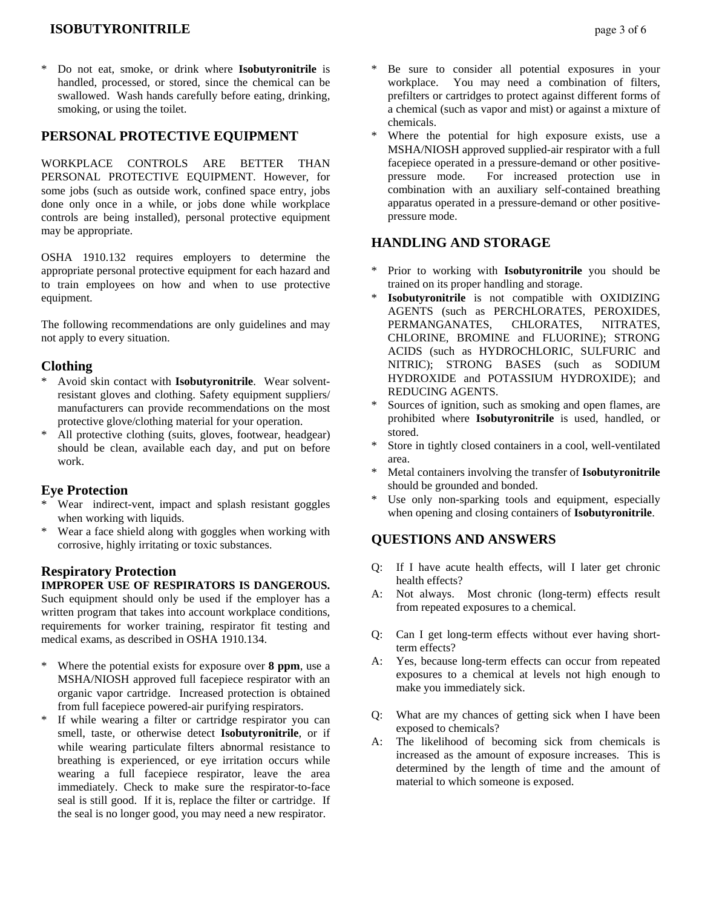* Do not eat, smoke, or drink where **Isobutyronitrile** is handled, processed, or stored, since the chemical can be swallowed. Wash hands carefully before eating, drinking, smoking, or using the toilet.

## PERSONAL PROTECTIVE EQUIPMENT

WORKPLACE CONTROLS ARE BETTER THAN PERSONAL PROTECTIVE EQUIPMENT. However, for some jobs (such as outside work, confined space entry, jobs done only once in a while, or jobs done while workplace controls are being installed), personal protective equipment may be appropriate.

OSHA 1910.132 requires employers to determine the appropriate personal protective equipment for each hazard and to train employees on how and when to use protective equipment.

The following recommendations are only guidelines and may not apply to every situation.

### Clothing

* Avoid skin contact with **Isobutyronitrile**. Wear solvent-resistant gloves and clothing. Safety equipment suppliers/manufacturers can provide recommendations on the most protective glove/clothing material for your operation.
* All protective clothing (suits, gloves, footwear, headgear) should be clean, available each day, and put on before work.

### Eye Protection

* Wear indirect-vent, impact and splash resistant goggles when working with liquids.
* Wear a face shield along with goggles when working with corrosive, highly irritating or toxic substances.

### Respiratory Protection

**IMPROPER USE OF RESPIRATORS IS DANGEROUS.** Such equipment should only be used if the employer has a written program that takes into account workplace conditions, requirements for worker training, respirator fit testing and medical exams, as described in OSHA 1910.134.

* Where the potential exists for exposure over **8 ppm**, use a MSHA/NIOSH approved full facepiece respirator with an organic vapor cartridge. Increased protection is obtained from full facepiece powered-air purifying respirators.
* If while wearing a filter or cartridge respirator you can smell, taste, or otherwise detect **Isobutyronitrile**, or if while wearing particulate filters abnormal resistance to breathing is experienced, or eye irritation occurs while wearing a full facepiece respirator, leave the area immediately. Check to make sure the respirator-to-face seal is still good. If it is, replace the filter or cartridge. If the seal is no longer good, you may need a new respirator.
* Be sure to consider all potential exposures in your workplace. You may need a combination of filters, prefilters or cartridges to protect against different forms of a chemical (such as vapor and mist) or against a mixture of chemicals.
* Where the potential for high exposure exists, use a MSHA/NIOSH approved supplied-air respirator with a full facepiece operated in a pressure-demand or other positive-pressure mode. For increased protection use in combination with an auxiliary self-contained breathing apparatus operated in a pressure-demand or other positive-pressure mode.

## HANDLING AND STORAGE

* Prior to working with **Isobutyronitrile** you should be trained on its proper handling and storage.
* **Isobutyronitrile** is not compatible with OXIDIZING AGENTS (such as PERCHLORATES, PEROXIDES, PERMANGANATES, CHLORATES, NITRATES, CHLORINE, BROMINE and FLUORINE); STRONG ACIDS (such as HYDROCHLORIC, SULFURIC and NITRIC); STRONG BASES (such as SODIUM HYDROXIDE and POTASSIUM HYDROXIDE); and REDUCING AGENTS.
* Sources of ignition, such as smoking and open flames, are prohibited where **Isobutyronitrile** is used, handled, or stored.
* Store in tightly closed containers in a cool, well-ventilated area.
* Metal containers involving the transfer of **Isobutyronitrile** should be grounded and bonded.
* Use only non-sparking tools and equipment, especially when opening and closing containers of **Isobutyronitrile**.

## QUESTIONS AND ANSWERS

Q: If I have acute health effects, will I later get chronic health effects?
A: Not always. Most chronic (long-term) effects result from repeated exposures to a chemical.

Q: Can I get long-term effects without ever having short-term effects?
A: Yes, because long-term effects can occur from repeated exposures to a chemical at levels not high enough to make you immediately sick.

Q: What are my chances of getting sick when I have been exposed to chemicals?
A: The likelihood of becoming sick from chemicals is increased as the amount of exposure increases. This is determined by the length of time and the amount of material to which someone is exposed.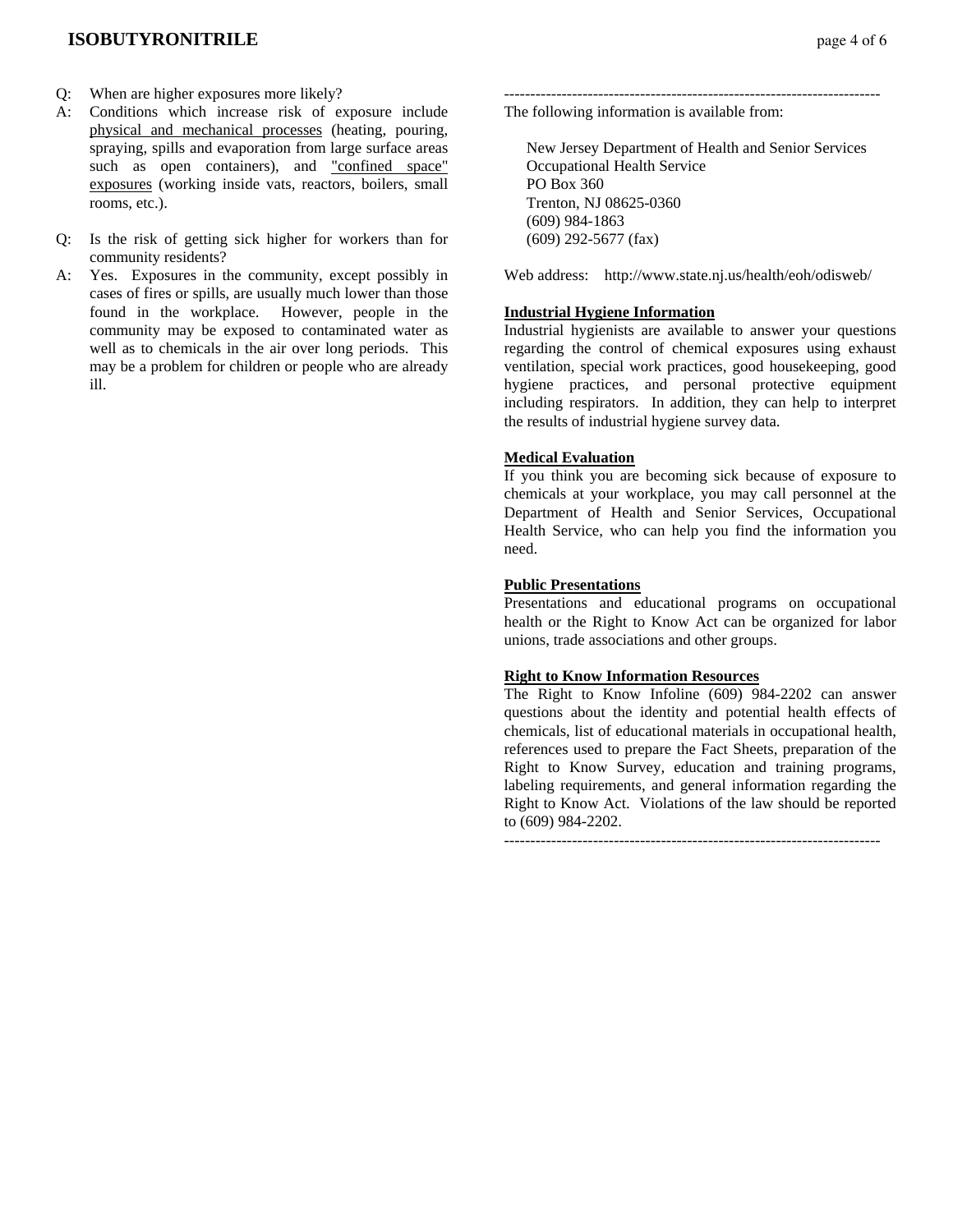Q: When are higher exposures more likely?

A: Conditions which increase risk of exposure include physical and mechanical processes (heating, pouring, spraying, spills and evaporation from large surface areas such as open containers), and "confined space" exposures (working inside vats, reactors, boilers, small rooms, etc.).

Q: Is the risk of getting sick higher for workers than for community residents?

A: Yes. Exposures in the community, except possibly in cases of fires or spills, are usually much lower than those found in the workplace. However, people in the community may be exposed to contaminated water as well as to chemicals in the air over long periods. This may be a problem for children or people who are already ill.

---

The following information is available from:

New Jersey Department of Health and Senior Services
Occupational Health Service
PO Box 360
Trenton, NJ 08625-0360
(609) 984-1863
(609) 292-5677 (fax)

Web address: http://www.state.nj.us/health/eoh/odisweb/

**Industrial Hygiene Information**

Industrial hygienists are available to answer your questions regarding the control of chemical exposures using exhaust ventilation, special work practices, good housekeeping, good hygiene practices, and personal protective equipment including respirators. In addition, they can help to interpret the results of industrial hygiene survey data.

**Medical Evaluation**

If you think you are becoming sick because of exposure to chemicals at your workplace, you may call personnel at the Department of Health and Senior Services, Occupational Health Service, who can help you find the information you need.

**Public Presentations**

Presentations and educational programs on occupational health or the Right to Know Act can be organized for labor unions, trade associations and other groups.

**Right to Know Information Resources**

The Right to Know Infoline (609) 984-2202 can answer questions about the identity and potential health effects of chemicals, list of educational materials in occupational health, references used to prepare the Fact Sheets, preparation of the Right to Know Survey, education and training programs, labeling requirements, and general information regarding the Right to Know Act. Violations of the law should be reported to (609) 984-2202.

---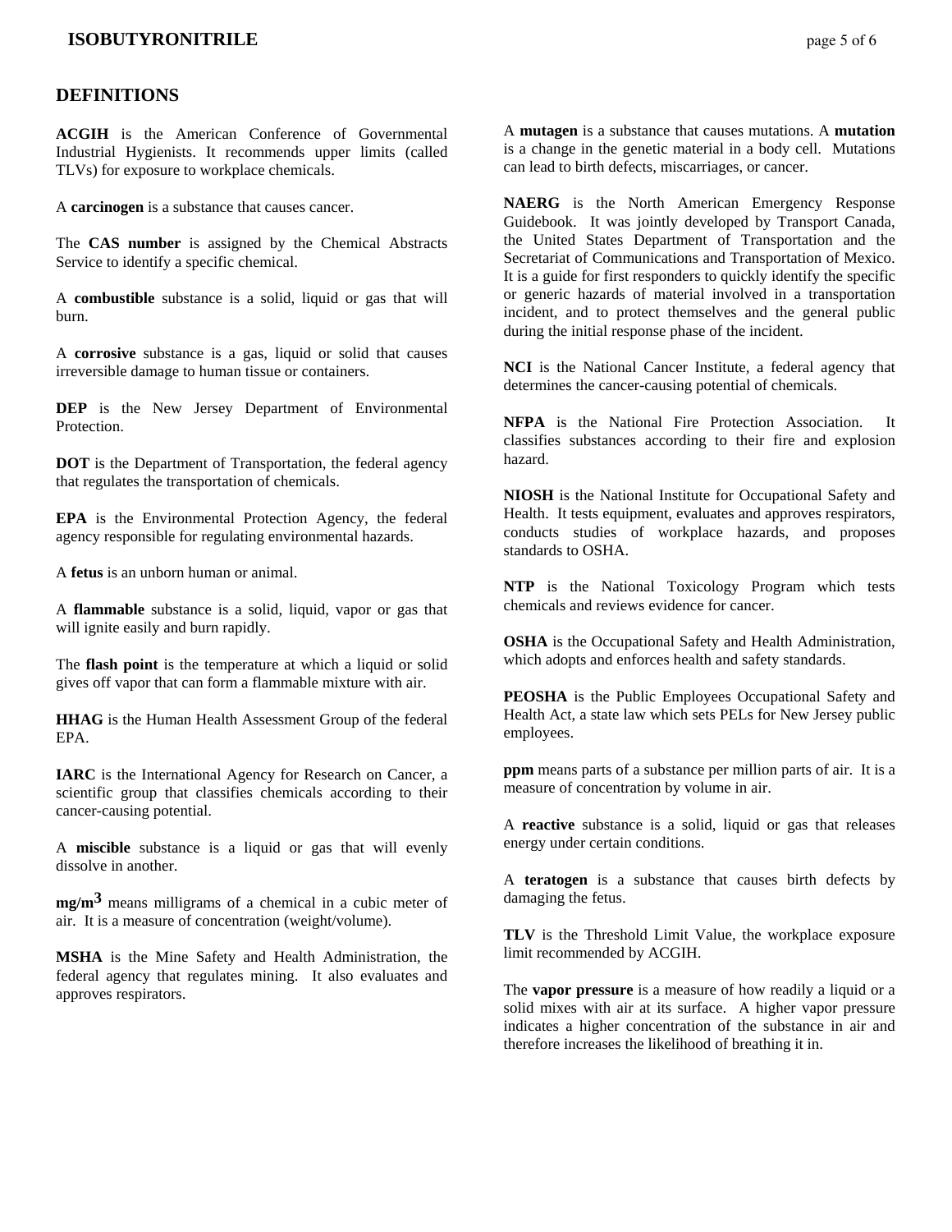## DEFINITIONS

**ACGIH** is the American Conference of Governmental Industrial Hygienists. It recommends upper limits (called TLVs) for exposure to workplace chemicals.

A **carcinogen** is a substance that causes cancer.

The **CAS number** is assigned by the Chemical Abstracts Service to identify a specific chemical.

A **combustible** substance is a solid, liquid or gas that will burn.

A **corrosive** substance is a gas, liquid or solid that causes irreversible damage to human tissue or containers.

**DEP** is the New Jersey Department of Environmental Protection.

**DOT** is the Department of Transportation, the federal agency that regulates the transportation of chemicals.

**EPA** is the Environmental Protection Agency, the federal agency responsible for regulating environmental hazards.

A **fetus** is an unborn human or animal.

A **flammable** substance is a solid, liquid, vapor or gas that will ignite easily and burn rapidly.

The **flash point** is the temperature at which a liquid or solid gives off vapor that can form a flammable mixture with air.

**HHAG** is the Human Health Assessment Group of the federal EPA.

**IARC** is the International Agency for Research on Cancer, a scientific group that classifies chemicals according to their cancer-causing potential.

A **miscible** substance is a liquid or gas that will evenly dissolve in another.

**$mg/m^3$** means milligrams of a chemical in a cubic meter of air. It is a measure of concentration (weight/volume).

**MSHA** is the Mine Safety and Health Administration, the federal agency that regulates mining. It also evaluates and approves respirators.

A **mutagen** is a substance that causes mutations. A **mutation** is a change in the genetic material in a body cell. Mutations can lead to birth defects, miscarriages, or cancer.

**NAERG** is the North American Emergency Response Guidebook. It was jointly developed by Transport Canada, the United States Department of Transportation and the Secretariat of Communications and Transportation of Mexico. It is a guide for first responders to quickly identify the specific or generic hazards of material involved in a transportation incident, and to protect themselves and the general public during the initial response phase of the incident.

**NCI** is the National Cancer Institute, a federal agency that determines the cancer-causing potential of chemicals.

**NFPA** is the National Fire Protection Association. It classifies substances according to their fire and explosion hazard.

**NIOSH** is the National Institute for Occupational Safety and Health. It tests equipment, evaluates and approves respirators, conducts studies of workplace hazards, and proposes standards to OSHA.

**NTP** is the National Toxicology Program which tests chemicals and reviews evidence for cancer.

**OSHA** is the Occupational Safety and Health Administration, which adopts and enforces health and safety standards.

**PEOSHA** is the Public Employees Occupational Safety and Health Act, a state law which sets PELs for New Jersey public employees.

**ppm** means parts of a substance per million parts of air. It is a measure of concentration by volume in air.

A **reactive** substance is a solid, liquid or gas that releases energy under certain conditions.

A **teratogen** is a substance that causes birth defects by damaging the fetus.

**TLV** is the Threshold Limit Value, the workplace exposure limit recommended by ACGIH.

The **vapor pressure** is a measure of how readily a liquid or a solid mixes with air at its surface. A higher vapor pressure indicates a higher concentration of the substance in air and therefore increases the likelihood of breathing it in.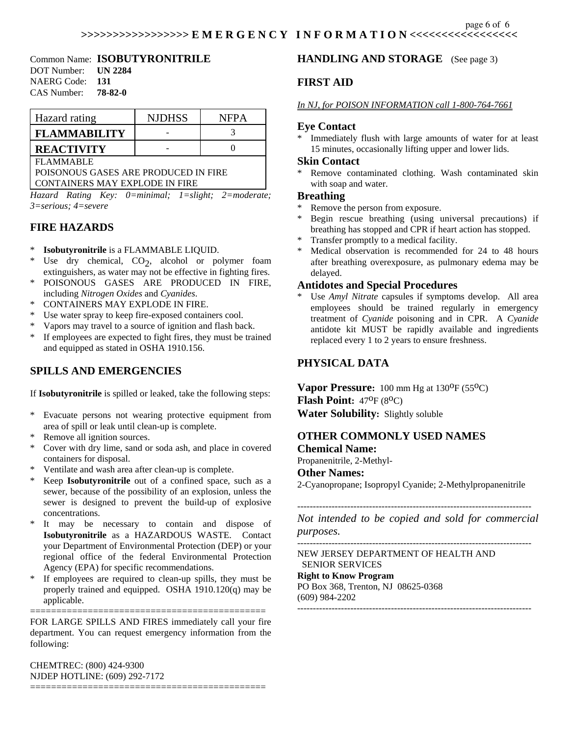# >>>>>>>>>>>>>>>>> E M E R G E N C Y   I N F O R M A T I O N <<<<<<<<<<<<<<<<<

Common Name: **ISOBUTYRONITRILE**
DOT Number: **UN 2284**
NAERG Code: **131**
CAS Number: **78-82-0**

| Hazard rating | NJDHSS | NFPA |
|---|---|---|
| **FLAMMABILITY** | - | 3 |
| **REACTIVITY** | - | 0 |
| FLAMMABLE<br>POISONOUS GASES ARE PRODUCED IN FIRE<br>CONTAINERS MAY EXPLODE IN FIRE | | |

*Hazard Rating Key: 0=minimal; 1=slight; 2=moderate; 3=serious; 4=severe*

## FIRE HAZARDS

* **Isobutyronitrile** is a FLAMMABLE LIQUID.
* Use dry chemical, $CO_2$, alcohol or polymer foam extinguishers, as water may not be effective in fighting fires.
* POISONOUS GASES ARE PRODUCED IN FIRE, including *Nitrogen Oxides* and *Cyanides*.
* CONTAINERS MAY EXPLODE IN FIRE.
* Use water spray to keep fire-exposed containers cool.
* Vapors may travel to a source of ignition and flash back.
* If employees are expected to fight fires, they must be trained and equipped as stated in OSHA 1910.156.

## SPILLS AND EMERGENCIES

If **Isobutyronitrile** is spilled or leaked, take the following steps:

* Evacuate persons not wearing protective equipment from area of spill or leak until clean-up is complete.
* Remove all ignition sources.
* Cover with dry lime, sand or soda ash, and place in covered containers for disposal.
* Ventilate and wash area after clean-up is complete.
* Keep **Isobutyronitrile** out of a confined space, such as a sewer, because of the possibility of an explosion, unless the sewer is designed to prevent the build-up of explosive concentrations.
* It may be necessary to contain and dispose of **Isobutyronitrile** as a HAZARDOUS WASTE. Contact your Department of Environmental Protection (DEP) or your regional office of the federal Environmental Protection Agency (EPA) for specific recommendations.
* If employees are required to clean-up spills, they must be properly trained and equipped. OSHA 1910.120(q) may be applicable.

============================================

FOR LARGE SPILLS AND FIRES immediately call your fire department. You can request emergency information from the following:

CHEMTREC: (800) 424-9300
NJDEP HOTLINE: (609) 292-7172

============================================

## HANDLING AND STORAGE (See page 3)

## FIRST AID

*In NJ, for POISON INFORMATION call 1-800-764-7661*

### Eye Contact

* Immediately flush with large amounts of water for at least 15 minutes, occasionally lifting upper and lower lids.

### Skin Contact

* Remove contaminated clothing. Wash contaminated skin with soap and water.

### Breathing

* Remove the person from exposure.
* Begin rescue breathing (using universal precautions) if breathing has stopped and CPR if heart action has stopped.
* Transfer promptly to a medical facility.
* Medical observation is recommended for 24 to 48 hours after breathing overexposure, as pulmonary edema may be delayed.

### Antidotes and Special Procedures

* Use *Amyl Nitrate* capsules if symptoms develop. All area employees should be trained regularly in emergency treatment of *Cyanide* poisoning and in CPR. A *Cyanide* antidote kit MUST be rapidly available and ingredients replaced every 1 to 2 years to ensure freshness.

## PHYSICAL DATA

**Vapor Pressure:** 100 mm Hg at 130°F (55°C)
**Flash Point:** 47°F (8°C)
**Water Solubility:** Slightly soluble

## OTHER COMMONLY USED NAMES

### Chemical Name:

Propanenitrile, 2-Methyl-

### Other Names:

2-Cyanopropane; Isopropyl Cyanide; 2-Methylpropanenitrile

---

*Not intended to be copied and sold for commercial purposes.*

---

NEW JERSEY DEPARTMENT OF HEALTH AND SENIOR SERVICES
**Right to Know Program**
PO Box 368, Trenton, NJ 08625-0368
(609) 984-2202

---